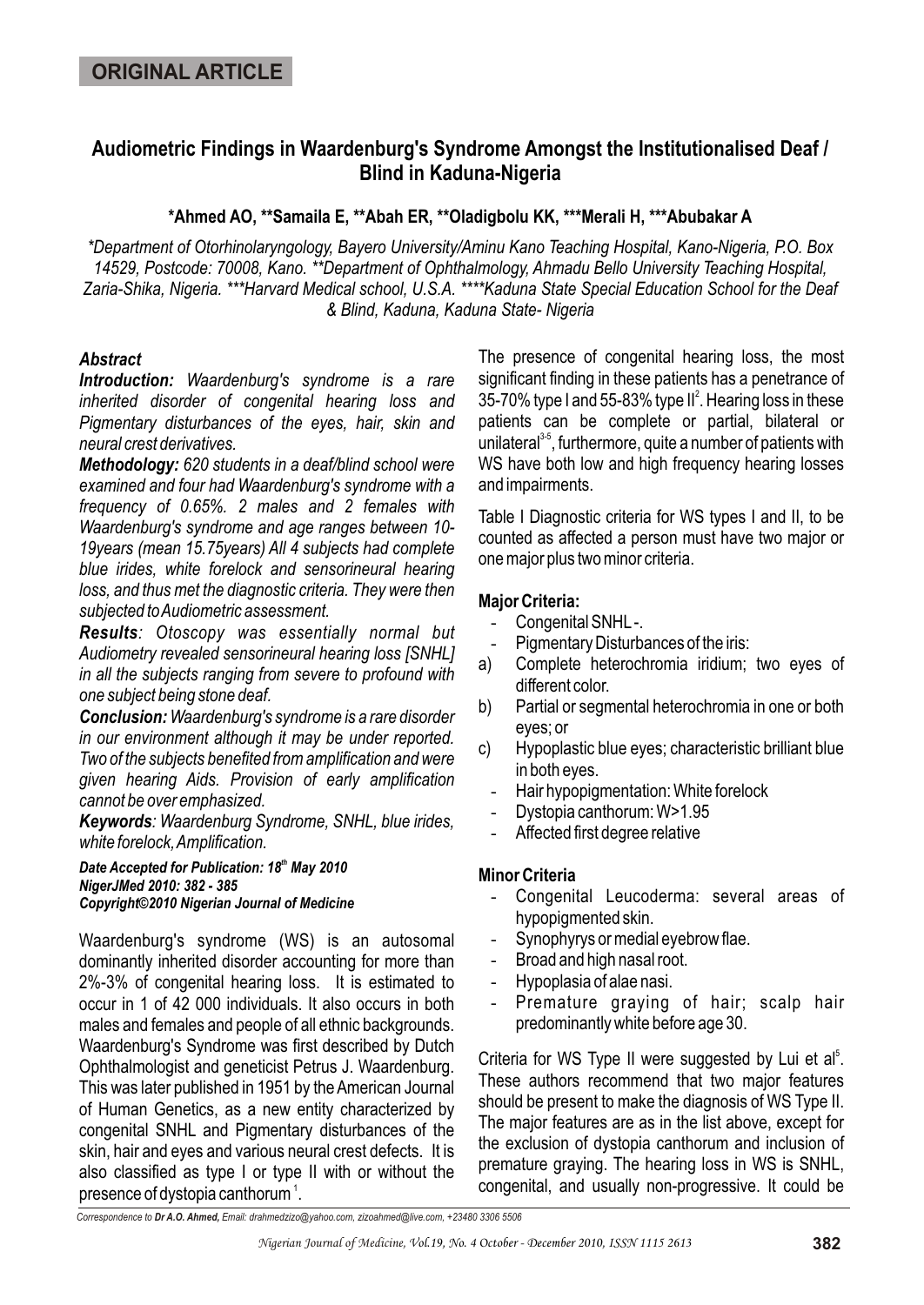ORIGINAL ARTICLE

# Audiometric Findings in Waardenburg's Syndrome Amongst the Institutionalised Deaf / Blind in Kaduna-Nigeria

**\*Ahmed AO, \*\*Samaila E, \*\*Abah ER, \*\*Oladigbolu KK, \*\*\*Merali H, \*\*\*Abubakar A**

*\*Department of Otorhinolaryngology, Bayero University/Aminu Kano Teaching Hospital, Kano-Nigeria, P.O. Box 14529, Postcode: 70008, Kano. \*\*Department of Ophthalmology, Ahmadu Bello University Teaching Hospital, Zaria-Shika, Nigeria. \*\*\*Harvard Medical school, U.S.A. \*\*\*\*Kaduna State Special Education School for the Deaf & Blind, Kaduna, Kaduna State- Nigeria*

## Abstract

***Introduction:*** *Waardenburg's syndrome is a rare inherited disorder of congenital hearing loss and Pigmentary disturbances of the eyes, hair, skin and neural crest derivatives.*

***Methodology:*** *620 students in a deaf/blind school were examined and four had Waardenburg's syndrome with a frequency of 0.65%. 2 males and 2 females with Waardenburg's syndrome and age ranges between 10-19years (mean 15.75years) All 4 subjects had complete blue irides, white forelock and sensorineural hearing loss, and thus met the diagnostic criteria. They were then subjected to Audiometric assessment.*

***Results****: Otoscopy was essentially normal but Audiometry revealed sensorineural hearing loss [SNHL] in all the subjects ranging from severe to profound with one subject being stone deaf.*

***Conclusion:*** *Waardenburg's syndrome is a rare disorder in our environment although it may be under reported. Two of the subjects benefited from amplification and were given hearing Aids. Provision of early amplification cannot be over emphasized.*

***Keywords****: Waardenburg Syndrome, SNHL, blue irides, white forelock, Amplification.*

***Date Accepted for Publication: 18th May 2010***
***NigerJMed 2010: 382 - 385***
***Copyright©2010 Nigerian Journal of Medicine***

Waardenburg's syndrome (WS) is an autosomal dominantly inherited disorder accounting for more than 2%-3% of congenital hearing loss. It is estimated to occur in 1 of 42 000 individuals. It also occurs in both males and females and people of all ethnic backgrounds. Waardenburg's Syndrome was first described by Dutch Ophthalmologist and geneticist Petrus J. Waardenburg. This was later published in 1951 by the American Journal of Human Genetics, as a new entity characterized by congenital SNHL and Pigmentary disturbances of the skin, hair and eyes and various neural crest defects. It is also classified as type I or type II with or without the presence of dystopia canthorum [1].

The presence of congenital hearing loss, the most significant finding in these patients has a penetrance of 35-70% type I and 55-83% type II[2]. Hearing loss in these patients can be complete or partial, bilateral or unilateral[3-5], furthermore, quite a number of patients with WS have both low and high frequency hearing losses and impairments.

Table I Diagnostic criteria for WS types I and II, to be counted as affected a person must have two major or one major plus two minor criteria.

**Major Criteria:**

- Congenital SNHL -.
- Pigmentary Disturbances of the iris:
  a) Complete heterochromia iridium; two eyes of different color.
  b) Partial or segmental heterochromia in one or both eyes; or
  c) Hypoplastic blue eyes; characteristic brilliant blue in both eyes.
- Hair hypopigmentation: White forelock
- Dystopia canthorum: W>1.95
- Affected first degree relative

**Minor Criteria**

- Congenital Leucoderma: several areas of hypopigmented skin.
- Synophyrys or medial eyebrow flae.
- Broad and high nasal root.
- Hypoplasia of alae nasi.
- Premature graying of hair; scalp hair predominantly white before age 30.

Criteria for WS Type II were suggested by Lui et al[5]. These authors recommend that two major features should be present to make the diagnosis of WS Type II. The major features are as in the list above, except for the exclusion of dystopia canthorum and inclusion of premature graying. The hearing loss in WS is SNHL, congenital, and usually non-progressive. It could be

*Correspondence to **Dr A.O. Ahmed,** Email: drahmedzizo@yahoo.com, zizoahmed@live.com, +23480 3306 5506*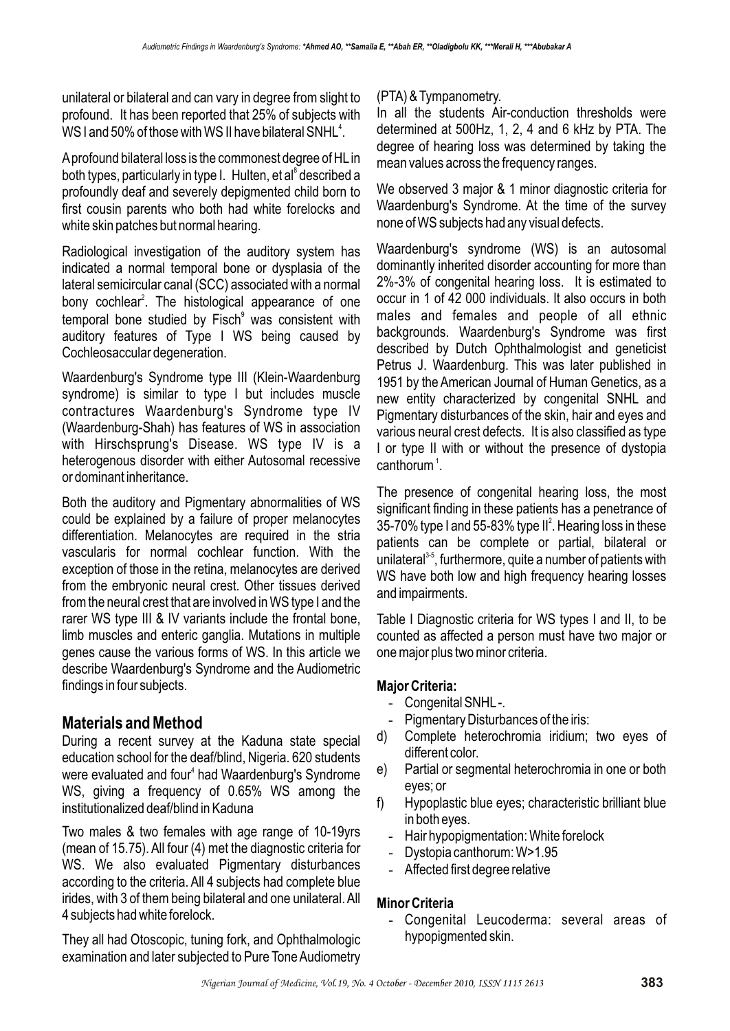unilateral or bilateral and can vary in degree from slight to profound. It has been reported that 25% of subjects with WS I and 50% of those with WS II have bilateral SNHL[4].

A profound bilateral loss is the commonest degree of HL in both types, particularly in type I. Hulten, et al[8] described a profoundly deaf and severely depigmented child born to first cousin parents who both had white forelocks and white skin patches but normal hearing.

Radiological investigation of the auditory system has indicated a normal temporal bone or dysplasia of the lateral semicircular canal (SCC) associated with a normal bony cochlear[2]. The histological appearance of one temporal bone studied by Fisch[9] was consistent with auditory features of Type I WS being caused by Cochleosaccular degeneration.

Waardenburg's Syndrome type III (Klein-Waardenburg syndrome) is similar to type I but includes muscle contractures Waardenburg's Syndrome type IV (Waardenburg-Shah) has features of WS in association with Hirschsprung's Disease. WS type IV is a heterogenous disorder with either Autosomal recessive or dominant inheritance.

Both the auditory and Pigmentary abnormalities of WS could be explained by a failure of proper melanocytes differentiation. Melanocytes are required in the stria vascularis for normal cochlear function. With the exception of those in the retina, melanocytes are derived from the embryonic neural crest. Other tissues derived from the neural crest that are involved in WS type I and the rarer WS type III & IV variants include the frontal bone, limb muscles and enteric ganglia. Mutations in multiple genes cause the various forms of WS. In this article we describe Waardenburg's Syndrome and the Audiometric findings in four subjects.

## Materials and Method

During a recent survey at the Kaduna state special education school for the deaf/blind, Nigeria. 620 students were evaluated and four[4] had Waardenburg's Syndrome WS, giving a frequency of 0.65% WS among the institutionalized deaf/blind in Kaduna

Two males & two females with age range of 10-19yrs (mean of 15.75). All four (4) met the diagnostic criteria for WS. We also evaluated Pigmentary disturbances according to the criteria. All 4 subjects had complete blue irides, with 3 of them being bilateral and one unilateral. All 4 subjects had white forelock.

They all had Otoscopic, tuning fork, and Ophthalmologic examination and later subjected to Pure Tone Audiometry (PTA) & Tympanometry.

In all the students Air-conduction thresholds were determined at 500Hz, 1, 2, 4 and 6 kHz by PTA. The degree of hearing loss was determined by taking the mean values across the frequency ranges.

We observed 3 major & 1 minor diagnostic criteria for Waardenburg's Syndrome. At the time of the survey none of WS subjects had any visual defects.

Waardenburg's syndrome (WS) is an autosomal dominantly inherited disorder accounting for more than 2%-3% of congenital hearing loss. It is estimated to occur in 1 of 42 000 individuals. It also occurs in both males and females and people of all ethnic backgrounds. Waardenburg's Syndrome was first described by Dutch Ophthalmologist and geneticist Petrus J. Waardenburg. This was later published in 1951 by the American Journal of Human Genetics, as a new entity characterized by congenital SNHL and Pigmentary disturbances of the skin, hair and eyes and various neural crest defects. It is also classified as type I or type II with or without the presence of dystopia canthorum[1].

The presence of congenital hearing loss, the most significant finding in these patients has a penetrance of 35-70% type I and 55-83% type II[2]. Hearing loss in these patients can be complete or partial, bilateral or unilateral[3-5], furthermore, quite a number of patients with WS have both low and high frequency hearing losses and impairments.

Table I Diagnostic criteria for WS types I and II, to be counted as affected a person must have two major or one major plus two minor criteria.

### Major Criteria:

- Congenital SNHL -.
- Pigmentary Disturbances of the iris:

d) Complete heterochromia iridium; two eyes of different color.

e) Partial or segmental heterochromia in one or both eyes; or

f) Hypoplastic blue eyes; characteristic brilliant blue in both eyes.

- Hair hypopigmentation: White forelock
- Dystopia canthorum: W>1.95
- Affected first degree relative

### Minor Criteria

- Congenital Leucoderma: several areas of hypopigmented skin.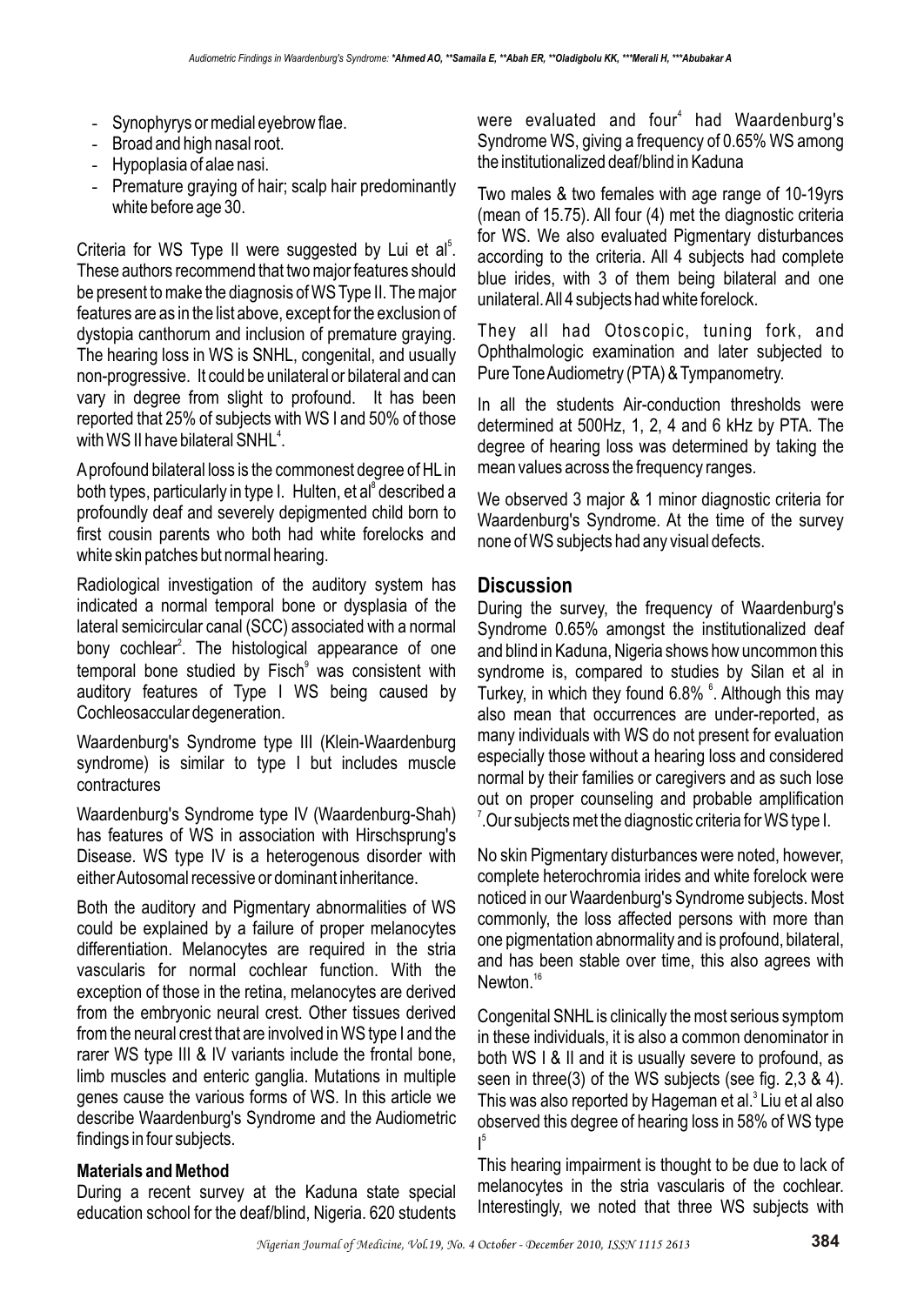- Synophyrys or medial eyebrow flae.
- Broad and high nasal root.
- Hypoplasia of alae nasi.
- Premature graying of hair; scalp hair predominantly white before age 30.

Criteria for WS Type II were suggested by Lui et al[5]. These authors recommend that two major features should be present to make the diagnosis of WS Type II. The major features are as in the list above, except for the exclusion of dystopia canthorum and inclusion of premature graying. The hearing loss in WS is SNHL, congenital, and usually non-progressive. It could be unilateral or bilateral and can vary in degree from slight to profound. It has been reported that 25% of subjects with WS I and 50% of those with WS II have bilateral SNHL[4].

A profound bilateral loss is the commonest degree of HL in both types, particularly in type I. Hulten, et al[8] described a profoundly deaf and severely depigmented child born to first cousin parents who both had white forelocks and white skin patches but normal hearing.

Radiological investigation of the auditory system has indicated a normal temporal bone or dysplasia of the lateral semicircular canal (SCC) associated with a normal bony cochlear[2]. The histological appearance of one temporal bone studied by Fisch[9] was consistent with auditory features of Type I WS being caused by Cochleosaccular degeneration.

Waardenburg's Syndrome type III (Klein-Waardenburg syndrome) is similar to type I but includes muscle contractures

Waardenburg's Syndrome type IV (Waardenburg-Shah) has features of WS in association with Hirschsprung's Disease. WS type IV is a heterogenous disorder with either Autosomal recessive or dominant inheritance.

Both the auditory and Pigmentary abnormalities of WS could be explained by a failure of proper melanocytes differentiation. Melanocytes are required in the stria vascularis for normal cochlear function. With the exception of those in the retina, melanocytes are derived from the embryonic neural crest. Other tissues derived from the neural crest that are involved in WS type I and the rarer WS type III & IV variants include the frontal bone, limb muscles and enteric ganglia. Mutations in multiple genes cause the various forms of WS. In this article we describe Waardenburg's Syndrome and the Audiometric findings in four subjects.

### Materials and Method

During a recent survey at the Kaduna state special education school for the deaf/blind, Nigeria. 620 students were evaluated and four[4] had Waardenburg's Syndrome WS, giving a frequency of 0.65% WS among the institutionalized deaf/blind in Kaduna

Two males & two females with age range of 10-19yrs (mean of 15.75). All four (4) met the diagnostic criteria for WS. We also evaluated Pigmentary disturbances according to the criteria. All 4 subjects had complete blue irides, with 3 of them being bilateral and one unilateral. All 4 subjects had white forelock.

They all had Otoscopic, tuning fork, and Ophthalmologic examination and later subjected to Pure Tone Audiometry (PTA) & Tympanometry.

In all the students Air-conduction thresholds were determined at 500Hz, 1, 2, 4 and 6 kHz by PTA. The degree of hearing loss was determined by taking the mean values across the frequency ranges.

We observed 3 major & 1 minor diagnostic criteria for Waardenburg's Syndrome. At the time of the survey none of WS subjects had any visual defects.

## Discussion

During the survey, the frequency of Waardenburg's Syndrome 0.65% amongst the institutionalized deaf and blind in Kaduna, Nigeria shows how uncommon this syndrome is, compared to studies by Silan et al in Turkey, in which they found 6.8% [6]. Although this may also mean that occurrences are under-reported, as many individuals with WS do not present for evaluation especially those without a hearing loss and considered normal by their families or caregivers and as such lose out on proper counseling and probable amplification [7]. Our subjects met the diagnostic criteria for WS type I.

No skin Pigmentary disturbances were noted, however, complete heterochromia irides and white forelock were noticed in our Waardenburg's Syndrome subjects. Most commonly, the loss affected persons with more than one pigmentation abnormality and is profound, bilateral, and has been stable over time, this also agrees with Newton.[16]

Congenital SNHL is clinically the most serious symptom in these individuals, it is also a common denominator in both WS I & II and it is usually severe to profound, as seen in three(3) of the WS subjects (see fig. 2,3 & 4). This was also reported by Hageman et al.[3] Liu et al also observed this degree of hearing loss in 58% of WS type I[5]

This hearing impairment is thought to be due to lack of melanocytes in the stria vascularis of the cochlear. Interestingly, we noted that three WS subjects with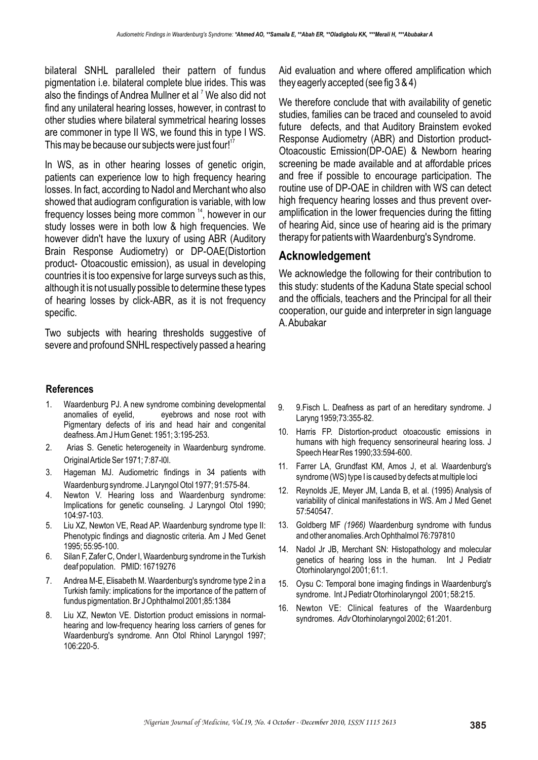bilateral SNHL paralleled their pattern of fundus pigmentation i.e. bilateral complete blue irides. This was also the findings of Andrea Mullner et al [7] We also did not find any unilateral hearing losses, however, in contrast to other studies where bilateral symmetrical hearing losses are commoner in type II WS, we found this in type I WS. This may be because our subjects were just four![17]

In WS, as in other hearing losses of genetic origin, patients can experience low to high frequency hearing losses. In fact, according to Nadol and Merchant who also showed that audiogram configuration is variable, with low frequency losses being more common [14], however in our study losses were in both low & high frequencies. We however didn't have the luxury of using ABR (Auditory Brain Response Audiometry) or DP-OAE(Distortion product- Otoacoustic emission), as usual in developing countries it is too expensive for large surveys such as this, although it is not usually possible to determine these types of hearing losses by click-ABR, as it is not frequency specific.

Two subjects with hearing thresholds suggestive of severe and profound SNHL respectively passed a hearing Aid evaluation and where offered amplification which they eagerly accepted (see fig 3 & 4)

We therefore conclude that with availability of genetic studies, families can be traced and counseled to avoid future defects, and that Auditory Brainstem evoked Response Audiometry (ABR) and Distortion product-Otoacoustic Emission(DP-OAE) & Newborn hearing screening be made available and at affordable prices and free if possible to encourage participation. The routine use of DP-OAE in children with WS can detect high frequency hearing losses and thus prevent over-amplification in the lower frequencies during the fitting of hearing Aid, since use of hearing aid is the primary therapy for patients with Waardenburg's Syndrome.

## Acknowledgement

We acknowledge the following for their contribution to this study: students of the Kaduna State special school and the officials, teachers and the Principal for all their cooperation, our guide and interpreter in sign language A. Abubakar

## References

1. Waardenburg PJ. A new syndrome combining developmental anomalies of eyelid, eyebrows and nose root with Pigmentary defects of iris and head hair and congenital deafness. Am J Hum Genet: 1951; 3:195-253.
2. Arias S. Genetic heterogeneity in Waardenburg syndrome. Original Article Ser 1971; 7:87-l0l.
3. Hageman MJ. Audiometric findings in 34 patients with Waardenburg syndrome. J Laryngol Otol 1977; 91:575-84.
4. Newton V. Hearing loss and Waardenburg syndrome: Implications for genetic counseling. J Laryngol Otol 1990; 104:97-103.
5. Liu XZ, Newton VE, Read AP. Waardenburg syndrome type II: Phenotypic findings and diagnostic criteria. Am J Med Genet 1995; 55:95-100.
6. Silan F, Zafer C, Onder I, Waardenburg syndrome in the Turkish deaf population. PMID: 16719276
7. Andrea M-E, Elisabeth M. Waardenburg's syndrome type 2 in a Turkish family: implications for the importance of the pattern of fundus pigmentation. Br J Ophthalmol 2001;85:1384
8. Liu XZ, Newton VE. Distortion product emissions in normal-hearing and low-frequency hearing loss carriers of genes for Waardenburg's syndrome. Ann Otol Rhinol Laryngol 1997; 106:220-5.
9. 9.Fisch L. Deafness as part of an hereditary syndrome. J Laryng 1959;73:355-82.
10. Harris FP. Distortion-product otoacoustic emissions in humans with high frequency sensorineural hearing loss. J Speech Hear Res 1990;33:594-600.
11. Farrer LA, Grundfast KM, Amos J, et al. Waardenburg's syndrome (WS) type I is caused by defects at multiple loci
12. Reynolds JE, Meyer JM, Landa B, et al. (1995) Analysis of variability of clinical manifestations in WS. Am J Med Genet 57:540547.
13. Goldberg MF *(1966)* Waardenburg syndrome with fundus and other anomalies. Arch Ophthalmol 76:797810
14. Nadol Jr JB, Merchant SN: Histopathology and molecular genetics of hearing loss in the human. Int J Pediatr Otorhinolaryngol 2001; 61:1.
15. Oysu C: Temporal bone imaging findings in Waardenburg's syndrome. Int J Pediatr Otorhinolaryngol 2001; 58:215.
16. Newton VE: Clinical features of the Waardenburg syndromes. *Adv* Otorhinolaryngol 2002; 61:201.